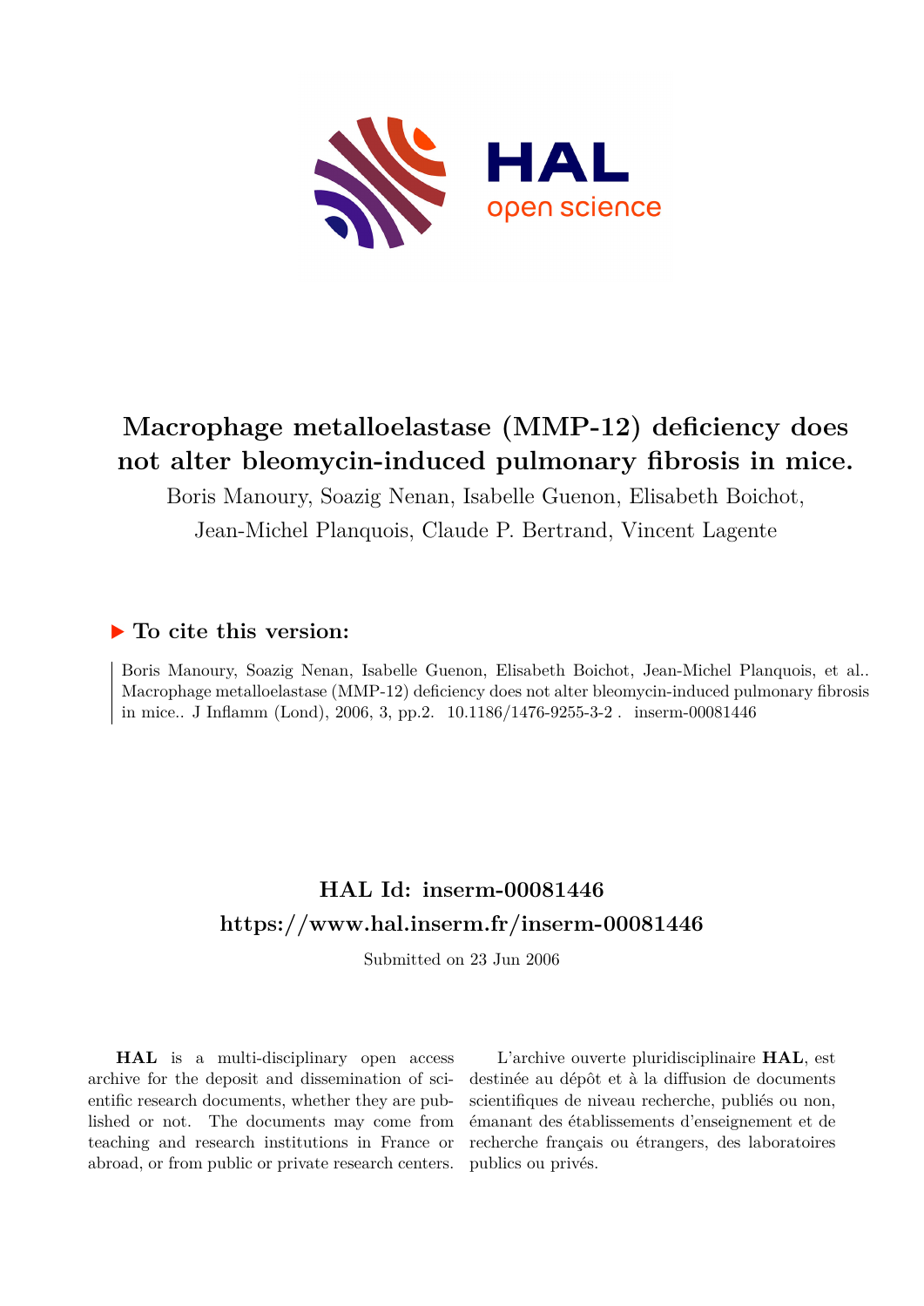# Macrophage metalloelastase (MMP-12) deficiency does not alter bleomycin-induced pulmonary fibrosis in mice.

Boris Manoury, Soazig Nenan, Isabelle Guenon, Elisabeth Boichot, Jean-Michel Planquois, Claude P. Bertrand, Vincent Lagente

## ▶ To cite this version:

Boris Manoury, Soazig Nenan, Isabelle Guenon, Elisabeth Boichot, Jean-Michel Planquois, et al.. Macrophage metalloelastase (MMP-12) deficiency does not alter bleomycin-induced pulmonary fibrosis in mice.. J Inflamm (Lond), 2006, 3, pp.2. 10.1186/1476-9255-3-2 . inserm-00081446

## HAL Id: inserm-00081446

## https://www.hal.inserm.fr/inserm-00081446

Submitted on 23 Jun 2006

**HAL** is a multi-disciplinary open access archive for the deposit and dissemination of scientific research documents, whether they are published or not. The documents may come from teaching and research institutions in France or abroad, or from public or private research centers.

L'archive ouverte pluridisciplinaire **HAL**, est destinée au dépôt et à la diffusion de documents scientifiques de niveau recherche, publiés ou non, émanant des établissements d'enseignement et de recherche français ou étrangers, des laboratoires publics ou privés.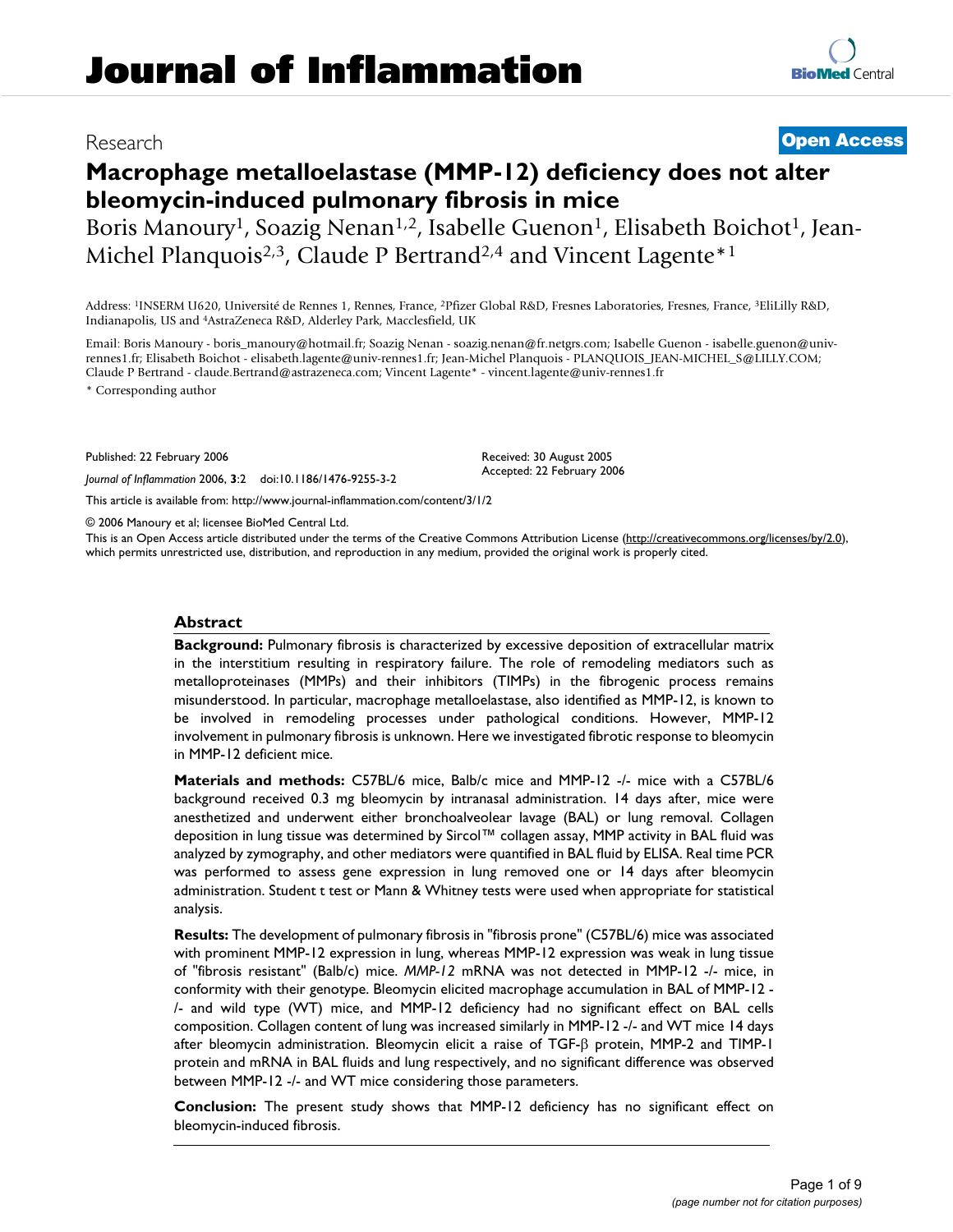# Macrophage metalloelastase (MMP-12) deficiency does not alter bleomycin-induced pulmonary fibrosis in mice

Boris Manoury[1], Soazig Nenan[1,2], Isabelle Guenon[1], Elisabeth Boichot[1], Jean-Michel Planquois[2,3], Claude P Bertrand[2,4] and Vincent Lagente*[1]

Address: [1]INSERM U620, Université de Rennes 1, Rennes, France, [2]Pfizer Global R&D, Fresnes Laboratories, Fresnes, France, [3]EliLilly R&D, Indianapolis, US and [4]AstraZeneca R&D, Alderley Park, Macclesfield, UK

Email: Boris Manoury - boris_manoury@hotmail.fr; Soazig Nenan - soazig.nenan@fr.netgrs.com; Isabelle Guenon - isabelle.guenon@univ-rennes1.fr; Elisabeth Boichot - elisabeth.lagente@univ-rennes1.fr; Jean-Michel Planquois - PLANQUOIS_JEAN-MICHEL_S@LILLY.COM; Claude P Bertrand - claude.Bertrand@astrazeneca.com; Vincent Lagente* - vincent.lagente@univ-rennes1.fr

* Corresponding author

Published: 22 February 2006

*Journal of Inflammation* 2006, **3**:2 doi:10.1186/1476-9255-3-2

Received: 30 August 2005
Accepted: 22 February 2006

This article is available from: http://www.journal-inflammation.com/content/3/1/2

© 2006 Manoury et al; licensee BioMed Central Ltd.

This is an Open Access article distributed under the terms of the Creative Commons Attribution License (http://creativecommons.org/licenses/by/2.0), which permits unrestricted use, distribution, and reproduction in any medium, provided the original work is properly cited.

## Abstract

**Background:** Pulmonary fibrosis is characterized by excessive deposition of extracellular matrix in the interstitium resulting in respiratory failure. The role of remodeling mediators such as metalloproteinases (MMPs) and their inhibitors (TIMPs) in the fibrogenic process remains misunderstood. In particular, macrophage metalloelastase, also identified as MMP-12, is known to be involved in remodeling processes under pathological conditions. However, MMP-12 involvement in pulmonary fibrosis is unknown. Here we investigated fibrotic response to bleomycin in MMP-12 deficient mice.

**Materials and methods:** C57BL/6 mice, Balb/c mice and MMP-12 -/- mice with a C57BL/6 background received 0.3 mg bleomycin by intranasal administration. 14 days after, mice were anesthetized and underwent either bronchoalveolear lavage (BAL) or lung removal. Collagen deposition in lung tissue was determined by Sircol™ collagen assay, MMP activity in BAL fluid was analyzed by zymography, and other mediators were quantified in BAL fluid by ELISA. Real time PCR was performed to assess gene expression in lung removed one or 14 days after bleomycin administration. Student t test or Mann & Whitney tests were used when appropriate for statistical analysis.

**Results:** The development of pulmonary fibrosis in "fibrosis prone" (C57BL/6) mice was associated with prominent MMP-12 expression in lung, whereas MMP-12 expression was weak in lung tissue of "fibrosis resistant" (Balb/c) mice. *MMP-12* mRNA was not detected in MMP-12 -/- mice, in conformity with their genotype. Bleomycin elicited macrophage accumulation in BAL of MMP-12 -/- and wild type (WT) mice, and MMP-12 deficiency had no significant effect on BAL cells composition. Collagen content of lung was increased similarly in MMP-12 -/- and WT mice 14 days after bleomycin administration. Bleomycin elicit a raise of TGF-β protein, MMP-2 and TIMP-1 protein and mRNA in BAL fluids and lung respectively, and no significant difference was observed between MMP-12 -/- and WT mice considering those parameters.

**Conclusion:** The present study shows that MMP-12 deficiency has no significant effect on bleomycin-induced fibrosis.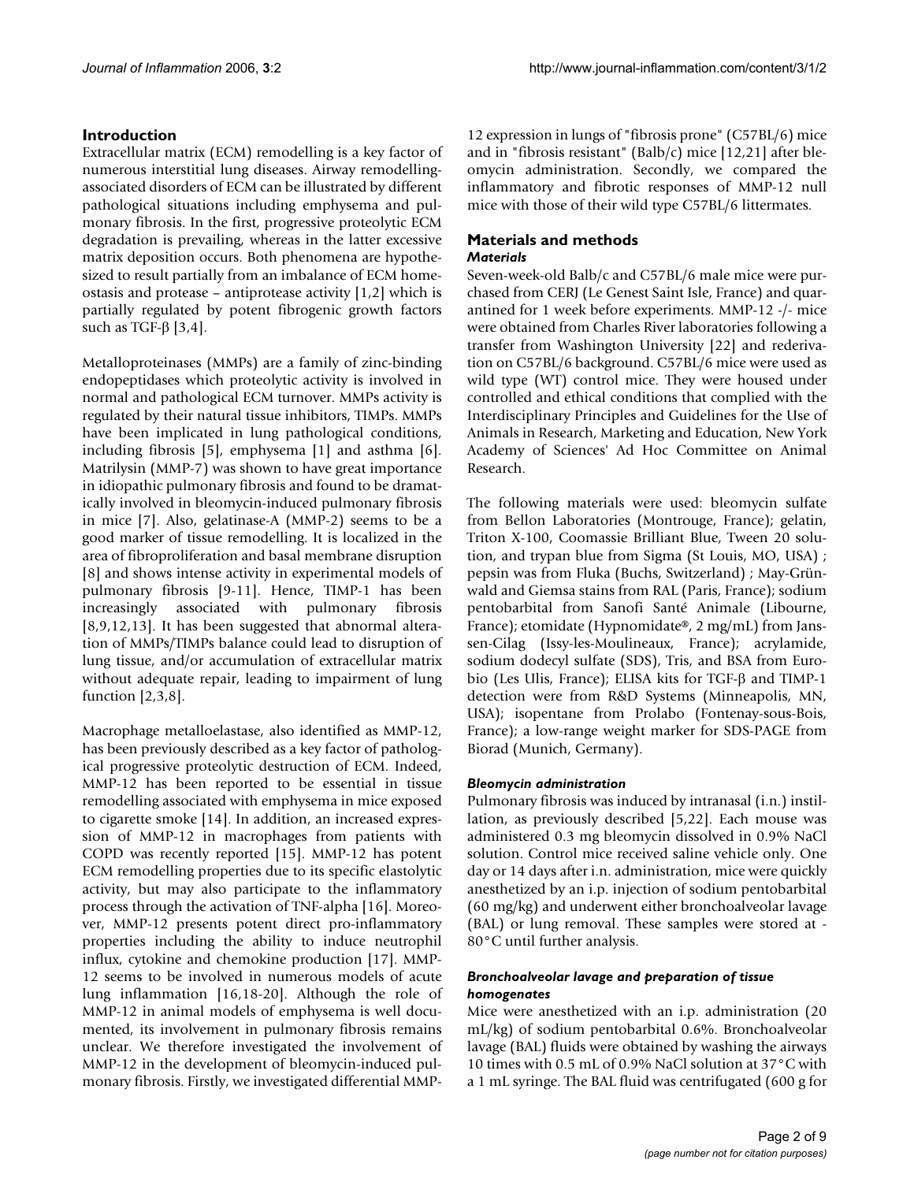## Introduction

Extracellular matrix (ECM) remodelling is a key factor of numerous interstitial lung diseases. Airway remodelling-associated disorders of ECM can be illustrated by different pathological situations including emphysema and pulmonary fibrosis. In the first, progressive proteolytic ECM degradation is prevailing, whereas in the latter excessive matrix deposition occurs. Both phenomena are hypothesized to result partially from an imbalance of ECM homeostasis and protease – antiprotease activity [1,2] which is partially regulated by potent fibrogenic growth factors such as TGF-β [3,4].

Metalloproteinases (MMPs) are a family of zinc-binding endopeptidases which proteolytic activity is involved in normal and pathological ECM turnover. MMPs activity is regulated by their natural tissue inhibitors, TIMPs. MMPs have been implicated in lung pathological conditions, including fibrosis [5], emphysema [1] and asthma [6]. Matrilysin (MMP-7) was shown to have great importance in idiopathic pulmonary fibrosis and found to be dramatically involved in bleomycin-induced pulmonary fibrosis in mice [7]. Also, gelatinase-A (MMP-2) seems to be a good marker of tissue remodelling. It is localized in the area of fibroproliferation and basal membrane disruption [8] and shows intense activity in experimental models of pulmonary fibrosis [9-11]. Hence, TIMP-1 has been increasingly associated with pulmonary fibrosis [8,9,12,13]. It has been suggested that abnormal alteration of MMPs/TIMPs balance could lead to disruption of lung tissue, and/or accumulation of extracellular matrix without adequate repair, leading to impairment of lung function [2,3,8].

Macrophage metalloelastase, also identified as MMP-12, has been previously described as a key factor of pathological progressive proteolytic destruction of ECM. Indeed, MMP-12 has been reported to be essential in tissue remodelling associated with emphysema in mice exposed to cigarette smoke [14]. In addition, an increased expression of MMP-12 in macrophages from patients with COPD was recently reported [15]. MMP-12 has potent ECM remodelling properties due to its specific elastolytic activity, but may also participate to the inflammatory process through the activation of TNF-alpha [16]. Moreover, MMP-12 presents potent direct pro-inflammatory properties including the ability to induce neutrophil influx, cytokine and chemokine production [17]. MMP-12 seems to be involved in numerous models of acute lung inflammation [16,18-20]. Although the role of MMP-12 in animal models of emphysema is well documented, its involvement in pulmonary fibrosis remains unclear. We therefore investigated the involvement of MMP-12 in the development of bleomycin-induced pulmonary fibrosis. Firstly, we investigated differential MMP-12 expression in lungs of "fibrosis prone" (C57BL/6) mice and in "fibrosis resistant" (Balb/c) mice [12,21] after bleomycin administration. Secondly, we compared the inflammatory and fibrotic responses of MMP-12 null mice with those of their wild type C57BL/6 littermates.

## Materials and methods

### *Materials*

Seven-week-old Balb/c and C57BL/6 male mice were purchased from CERJ (Le Genest Saint Isle, France) and quarantined for 1 week before experiments. MMP-12 -/- mice were obtained from Charles River laboratories following a transfer from Washington University [22] and rederivation on C57BL/6 background. C57BL/6 mice were used as wild type (WT) control mice. They were housed under controlled and ethical conditions that complied with the Interdisciplinary Principles and Guidelines for the Use of Animals in Research, Marketing and Education, New York Academy of Sciences' Ad Hoc Committee on Animal Research.

The following materials were used: bleomycin sulfate from Bellon Laboratories (Montrouge, France); gelatin, Triton X-100, Coomassie Brilliant Blue, Tween 20 solution, and trypan blue from Sigma (St Louis, MO, USA) ; pepsin was from Fluka (Buchs, Switzerland) ; May-Grünwald and Giemsa stains from RAL (Paris, France); sodium pentobarbital from Sanofi Santé Animale (Libourne, France); etomidate (Hypnomidate®, 2 mg/mL) from Janssen-Cilag (Issy-les-Moulineaux, France); acrylamide, sodium dodecyl sulfate (SDS), Tris, and BSA from Eurobio (Les Ulis, France); ELISA kits for TGF-β and TIMP-1 detection were from R&D Systems (Minneapolis, MN, USA); isopentane from Prolabo (Fontenay-sous-Bois, France); a low-range weight marker for SDS-PAGE from Biorad (Munich, Germany).

### *Bleomycin administration*

Pulmonary fibrosis was induced by intranasal (i.n.) instillation, as previously described [5,22]. Each mouse was administered 0.3 mg bleomycin dissolved in 0.9% NaCl solution. Control mice received saline vehicle only. One day or 14 days after i.n. administration, mice were quickly anesthetized by an i.p. injection of sodium pentobarbital (60 mg/kg) and underwent either bronchoalveolar lavage (BAL) or lung removal. These samples were stored at -80°C until further analysis.

### *Bronchoalveolar lavage and preparation of tissue homogenates*

Mice were anesthetized with an i.p. administration (20 mL/kg) of sodium pentobarbital 0.6%. Bronchoalveolar lavage (BAL) fluids were obtained by washing the airways 10 times with 0.5 mL of 0.9% NaCl solution at 37°C with a 1 mL syringe. The BAL fluid was centrifugated (600 g for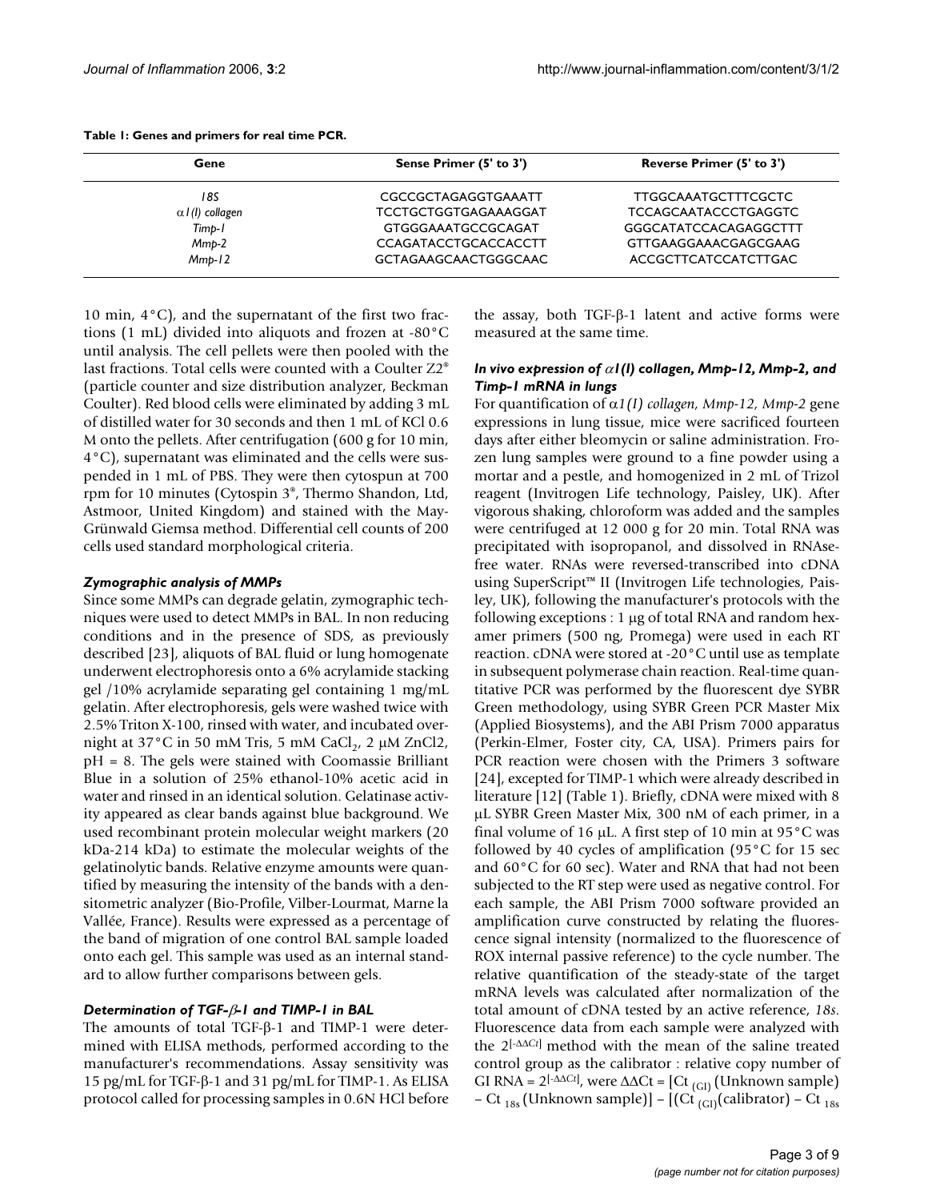**Table 1: Genes and primers for real time PCR.**

| Gene | Sense Primer (5' to 3') | Reverse Primer (5' to 3') |
|---|---|---|
| *18S* | CGCCGCTAGAGGTGAAATT | TTGGCAAATGCTTTCGCTC |
| *α1(I) collagen* | TCCTGCTGGTGAGAAAGGAT | TCCAGCAATACCCTGAGGTC |
| *Timp-1* | GTGGGAAATGCCGCAGAT | GGGCATATCCACAGAGGCTTT |
| *Mmp-2* | CCAGATACCTGCACCACCTT | GTTGAAGGAAACGAGCGAAG |
| *Mmp-12* | GCTAGAAGCAACTGGGCAAC | ACCGCTTCATCCATCTTGAC |

10 min, 4°C), and the supernatant of the first two fractions (1 mL) divided into aliquots and frozen at -80°C until analysis. The cell pellets were then pooled with the last fractions. Total cells were counted with a Coulter Z2® (particle counter and size distribution analyzer, Beckman Coulter). Red blood cells were eliminated by adding 3 mL of distilled water for 30 seconds and then 1 mL of KCl 0.6 M onto the pellets. After centrifugation (600 g for 10 min, 4°C), supernatant was eliminated and the cells were suspended in 1 mL of PBS. They were then cytospun at 700 rpm for 10 minutes (Cytospin 3®, Thermo Shandon, Ltd, Astmoor, United Kingdom) and stained with the May-Grünwald Giemsa method. Differential cell counts of 200 cells used standard morphological criteria.

### *Zymographic analysis of MMPs*

Since some MMPs can degrade gelatin, zymographic techniques were used to detect MMPs in BAL. In non reducing conditions and in the presence of SDS, as previously described [23], aliquots of BAL fluid or lung homogenate underwent electrophoresis onto a 6% acrylamide stacking gel /10% acrylamide separating gel containing 1 mg/mL gelatin. After electrophoresis, gels were washed twice with 2.5% Triton X-100, rinsed with water, and incubated overnight at 37°C in 50 mM Tris, 5 mM $CaCl_2$, 2 μM $ZnCl2$, pH = 8. The gels were stained with Coomassie Brilliant Blue in a solution of 25% ethanol-10% acetic acid in water and rinsed in an identical solution. Gelatinase activity appeared as clear bands against blue background. We used recombinant protein molecular weight markers (20 kDa-214 kDa) to estimate the molecular weights of the gelatinolytic bands. Relative enzyme amounts were quantified by measuring the intensity of the bands with a densitometric analyzer (Bio-Profile, Vilber-Lourmat, Marne la Vallée, France). Results were expressed as a percentage of the band of migration of one control BAL sample loaded onto each gel. This sample was used as an internal standard to allow further comparisons between gels.

### *Determination of TGF-β-1 and TIMP-1 in BAL*

The amounts of total TGF-β-1 and TIMP-1 were determined with ELISA methods, performed according to the manufacturer's recommendations. Assay sensitivity was 15 pg/mL for TGF-β-1 and 31 pg/mL for TIMP-1. As ELISA protocol called for processing samples in 0.6N HCl before the assay, both TGF-β-1 latent and active forms were measured at the same time.

### *In vivo expression of α1(I) collagen, Mmp-12, Mmp-2, and Timp-1 mRNA in lungs*

For quantification of *α1(I) collagen, Mmp-12, Mmp-2* gene expressions in lung tissue, mice were sacrificed fourteen days after either bleomycin or saline administration. Frozen lung samples were ground to a fine powder using a mortar and a pestle, and homogenized in 2 mL of Trizol reagent (Invitrogen Life technology, Paisley, UK). After vigorous shaking, chloroform was added and the samples were centrifuged at 12 000 g for 20 min. Total RNA was precipitated with isopropanol, and dissolved in RNAse-free water. RNAs were reversed-transcribed into cDNA using SuperScript™ II (Invitrogen Life technologies, Paisley, UK), following the manufacturer's protocols with the following exceptions : 1 μg of total RNA and random hexamer primers (500 ng, Promega) were used in each RT reaction. cDNA were stored at -20°C until use as template in subsequent polymerase chain reaction. Real-time quantitative PCR was performed by the fluorescent dye SYBR Green methodology, using SYBR Green PCR Master Mix (Applied Biosystems), and the ABI Prism 7000 apparatus (Perkin-Elmer, Foster city, CA, USA). Primers pairs for PCR reaction were chosen with the Primers 3 software [24], excepted for TIMP-1 which were already described in literature [12] (Table 1). Briefly, cDNA were mixed with 8 μL SYBR Green Master Mix, 300 nM of each primer, in a final volume of 16 μL. A first step of 10 min at 95°C was followed by 40 cycles of amplification (95°C for 15 sec and 60°C for 60 sec). Water and RNA that had not been subjected to the RT step were used as negative control. For each sample, the ABI Prism 7000 software provided an amplification curve constructed by relating the fluorescence signal intensity (normalized to the fluorescence of ROX internal passive reference) to the cycle number. The relative quantification of the steady-state of the target mRNA levels was calculated after normalization of the total amount of cDNA tested by an active reference, *18s*. Fluorescence data from each sample were analyzed with the $2^{[-\Delta\Delta Ct]}$ method with the mean of the saline treated control group as the calibrator : relative copy number of GI RNA = $2^{[-\Delta\Delta Ct]}$, were $\Delta\Delta Ct = [Ct_{(GI)}(\text{Unknown sample}) - Ct_{18s}(\text{Unknown sample})] - [(Ct_{(GI)}(\text{calibrator}) - Ct_{18s}$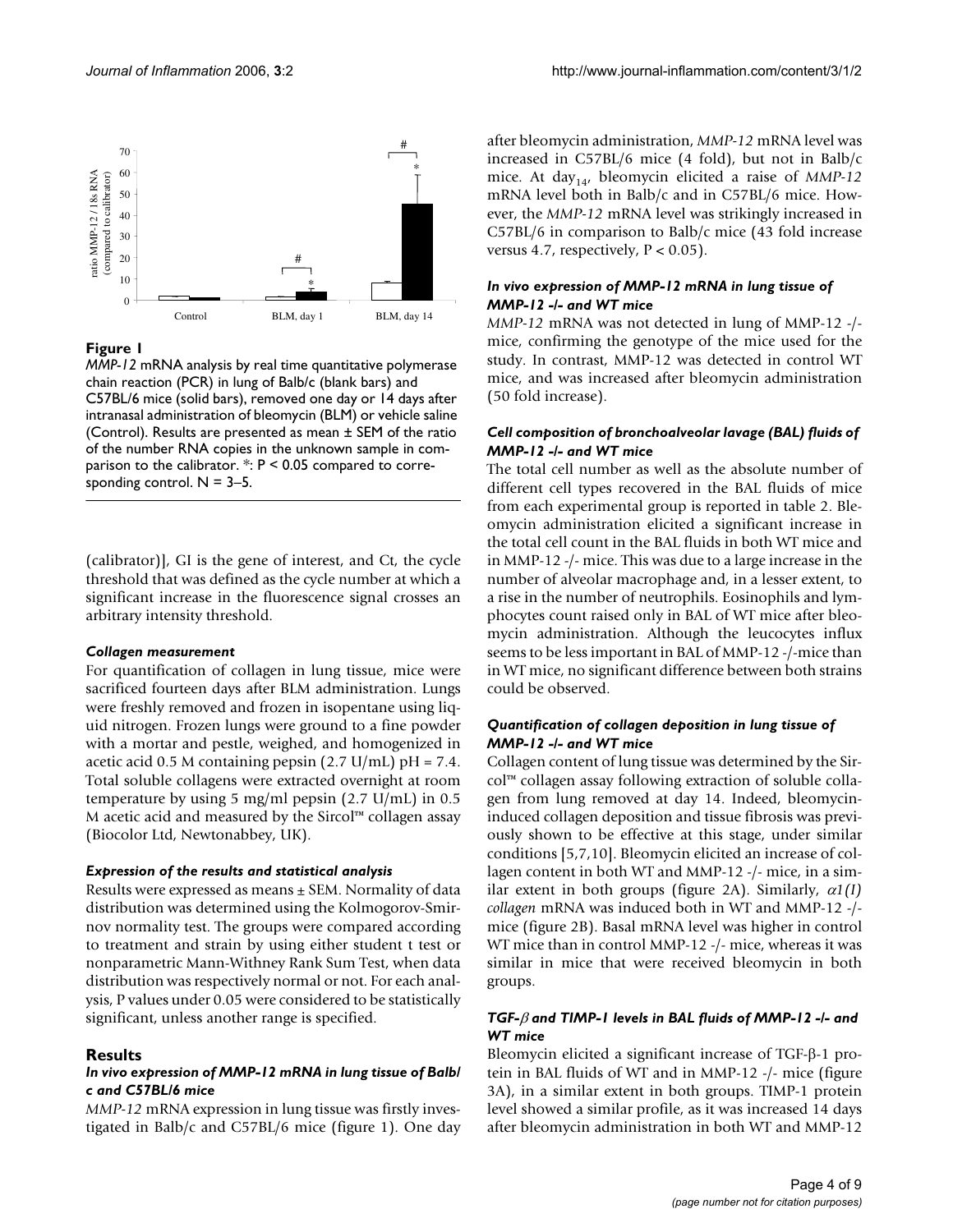**Figure 1**

*MMP-12* mRNA analysis by real time quantitative polymerase chain reaction (PCR) in lung of Balb/c (blank bars) and C57BL/6 mice (solid bars), removed one day or 14 days after intranasal administration of bleomycin (BLM) or vehicle saline (Control). Results are presented as mean ± SEM of the ratio of the number RNA copies in the unknown sample in comparison to the calibrator. *: $P < 0.05$ compared to corresponding control. N = 3–5.

(calibrator)], GI is the gene of interest, and Ct, the cycle threshold that was defined as the cycle number at which a significant increase in the fluorescence signal crosses an arbitrary intensity threshold.

### *Collagen measurement*

For quantification of collagen in lung tissue, mice were sacrificed fourteen days after BLM administration. Lungs were freshly removed and frozen in isopentane using liquid nitrogen. Frozen lungs were ground to a fine powder with a mortar and pestle, weighed, and homogenized in acetic acid 0.5 M containing pepsin (2.7 U/mL) pH = 7.4. Total soluble collagens were extracted overnight at room temperature by using 5 mg/ml pepsin (2.7 U/mL) in 0.5 M acetic acid and measured by the Sircol™ collagen assay (Biocolor Ltd, Newtonabbey, UK).

### *Expression of the results and statistical analysis*

Results were expressed as means ± SEM. Normality of data distribution was determined using the Kolmogorov-Smirnov normality test. The groups were compared according to treatment and strain by using either student t test or nonparametric Mann-Withney Rank Sum Test, when data distribution was respectively normal or not. For each analysis, P values under 0.05 were considered to be statistically significant, unless another range is specified.

## Results

### *In vivo expression of MMP-12 mRNA in lung tissue of Balb/c and C57BL/6 mice*

*MMP-12* mRNA expression in lung tissue was firstly investigated in Balb/c and C57BL/6 mice (figure 1). One day after bleomycin administration, *MMP-12* mRNA level was increased in C57BL/6 mice (4 fold), but not in Balb/c mice. At $\text{day}_{14}$, bleomycin elicited a raise of *MMP-12* mRNA level both in Balb/c and in C57BL/6 mice. However, the *MMP-12* mRNA level was strikingly increased in C57BL/6 in comparison to Balb/c mice (43 fold increase versus 4.7, respectively, $P < 0.05$).

### *In vivo expression of MMP-12 mRNA in lung tissue of MMP-12 -/- and WT mice*

*MMP-12* mRNA was not detected in lung of MMP-12 -/- mice, confirming the genotype of the mice used for the study. In contrast, MMP-12 was detected in control WT mice, and was increased after bleomycin administration (50 fold increase).

### *Cell composition of bronchoalveolar lavage (BAL) fluids of MMP-12 -/- and WT mice*

The total cell number as well as the absolute number of different cell types recovered in the BAL fluids of mice from each experimental group is reported in table 2. Bleomycin administration elicited a significant increase in the total cell count in the BAL fluids in both WT mice and in MMP-12 -/- mice. This was due to a large increase in the number of alveolar macrophage and, in a lesser extent, to a rise in the number of neutrophils. Eosinophils and lymphocytes count raised only in BAL of WT mice after bleomycin administration. Although the leucocytes influx seems to be less important in BAL of MMP-12 -/-mice than in WT mice, no significant difference between both strains could be observed.

### *Quantification of collagen deposition in lung tissue of MMP-12 -/- and WT mice*

Collagen content of lung tissue was determined by the Sircol™ collagen assay following extraction of soluble collagen from lung removed at day 14. Indeed, bleomycin-induced collagen deposition and tissue fibrosis was previously shown to be effective at this stage, under similar conditions [5,7,10]. Bleomycin elicited an increase of collagen content in both WT and MMP-12 -/- mice, in a similar extent in both groups (figure 2A). Similarly, *α1(I) collagen* mRNA was induced both in WT and MMP-12 -/- mice (figure 2B). Basal mRNA level was higher in control WT mice than in control MMP-12 -/- mice, whereas it was similar in mice that were received bleomycin in both groups.

### *TGF-β and TIMP-1 levels in BAL fluids of MMP-12 -/- and WT mice*

Bleomycin elicited a significant increase of TGF-β-1 protein in BAL fluids of WT and in MMP-12 -/- mice (figure 3A), in a similar extent in both groups. TIMP-1 protein level showed a similar profile, as it was increased 14 days after bleomycin administration in both WT and MMP-12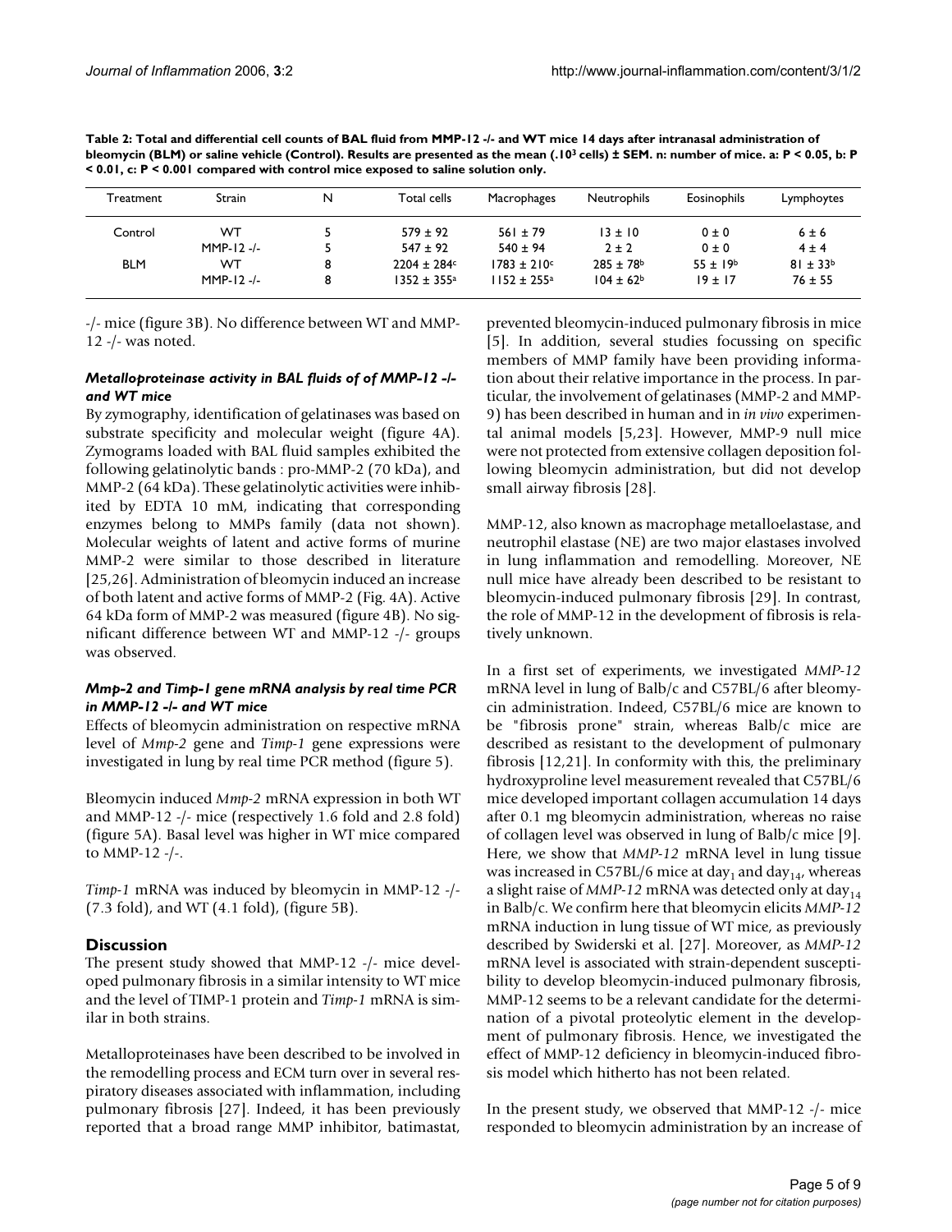**Table 2: Total and differential cell counts of BAL fluid from MMP-12 -/- and WT mice 14 days after intranasal administration of bleomycin (BLM) or saline vehicle (Control). Results are presented as the mean (.10³ cells) ± SEM. n: number of mice. a: P < 0.05, b: P < 0.01, c: P < 0.001 compared with control mice exposed to saline solution only.**

| Treatment | Strain | N | Total cells | Macrophages | Neutrophils | Eosinophils | Lymphoytes |
|---|---|---|---|---|---|---|---|
| Control | WT | 5 | 579 ± 92 | 561 ± 79 | 13 ± 10 | 0 ± 0 | 6 ± 6 |
| | MMP-12 -/- | 5 | 547 ± 92 | 540 ± 94 | 2 ± 2 | 0 ± 0 | 4 ± 4 |
| BLM | WT | 8 | 2204 ± 284[c] | 1783 ± 210[c] | 285 ± 78[b] | 55 ± 19[b] | 81 ± 33[b] |
| | MMP-12 -/- | 8 | 1352 ± 355[a] | 1152 ± 255[a] | 104 ± 62[b] | 19 ± 17 | 76 ± 55 |

-/- mice (figure 3B). No difference between WT and MMP-12 -/- was noted.

### *Metalloproteinase activity in BAL fluids of of MMP-12 -/- and WT mice*

By zymography, identification of gelatinases was based on substrate specificity and molecular weight (figure 4A). Zymograms loaded with BAL fluid samples exhibited the following gelatinolytic bands : pro-MMP-2 (70 kDa), and MMP-2 (64 kDa). These gelatinolytic activities were inhibited by EDTA 10 mM, indicating that corresponding enzymes belong to MMPs family (data not shown). Molecular weights of latent and active forms of murine MMP-2 were similar to those described in literature [25,26]. Administration of bleomycin induced an increase of both latent and active forms of MMP-2 (Fig. 4A). Active 64 kDa form of MMP-2 was measured (figure 4B). No significant difference between WT and MMP-12 -/- groups was observed.

### *Mmp-2 and Timp-1 gene mRNA analysis by real time PCR in MMP-12 -/- and WT mice*

Effects of bleomycin administration on respective mRNA level of *Mmp-2* gene and *Timp-1* gene expressions were investigated in lung by real time PCR method (figure 5).

Bleomycin induced *Mmp-2* mRNA expression in both WT and MMP-12 -/- mice (respectively 1.6 fold and 2.8 fold) (figure 5A). Basal level was higher in WT mice compared to MMP-12 -/-.

*Timp-1* mRNA was induced by bleomycin in MMP-12 -/- (7.3 fold), and WT (4.1 fold), (figure 5B).

## Discussion

The present study showed that MMP-12 -/- mice developed pulmonary fibrosis in a similar intensity to WT mice and the level of TIMP-1 protein and *Timp-1* mRNA is similar in both strains.

Metalloproteinases have been described to be involved in the remodelling process and ECM turn over in several respiratory diseases associated with inflammation, including pulmonary fibrosis [27]. Indeed, it has been previously reported that a broad range MMP inhibitor, batimastat, prevented bleomycin-induced pulmonary fibrosis in mice [5]. In addition, several studies focussing on specific members of MMP family have been providing information about their relative importance in the process. In particular, the involvement of gelatinases (MMP-2 and MMP-9) has been described in human and in *in vivo* experimental animal models [5,23]. However, MMP-9 null mice were not protected from extensive collagen deposition following bleomycin administration, but did not develop small airway fibrosis [28].

MMP-12, also known as macrophage metalloelastase, and neutrophil elastase (NE) are two major elastases involved in lung inflammation and remodelling. Moreover, NE null mice have already been described to be resistant to bleomycin-induced pulmonary fibrosis [29]. In contrast, the role of MMP-12 in the development of fibrosis is relatively unknown.

In a first set of experiments, we investigated *MMP-12* mRNA level in lung of Balb/c and C57BL/6 after bleomycin administration. Indeed, C57BL/6 mice are known to be "fibrosis prone" strain, whereas Balb/c mice are described as resistant to the development of pulmonary fibrosis [12,21]. In conformity with this, the preliminary hydroxyproline level measurement revealed that C57BL/6 mice developed important collagen accumulation 14 days after 0.1 mg bleomycin administration, whereas no raise of collagen level was observed in lung of Balb/c mice [9]. Here, we show that *MMP-12* mRNA level in lung tissue was increased in C57BL/6 mice at $day_1$ and $day_{14}$, whereas a slight raise of *MMP-12* mRNA was detected only at $day_{14}$ in Balb/c. We confirm here that bleomycin elicits *MMP-12* mRNA induction in lung tissue of WT mice, as previously described by Swiderski et al. [27]. Moreover, as *MMP-12* mRNA level is associated with strain-dependent susceptibility to develop bleomycin-induced pulmonary fibrosis, MMP-12 seems to be a relevant candidate for the determination of a pivotal proteolytic element in the development of pulmonary fibrosis. Hence, we investigated the effect of MMP-12 deficiency in bleomycin-induced fibrosis model which hitherto has not been related.

In the present study, we observed that MMP-12 -/- mice responded to bleomycin administration by an increase of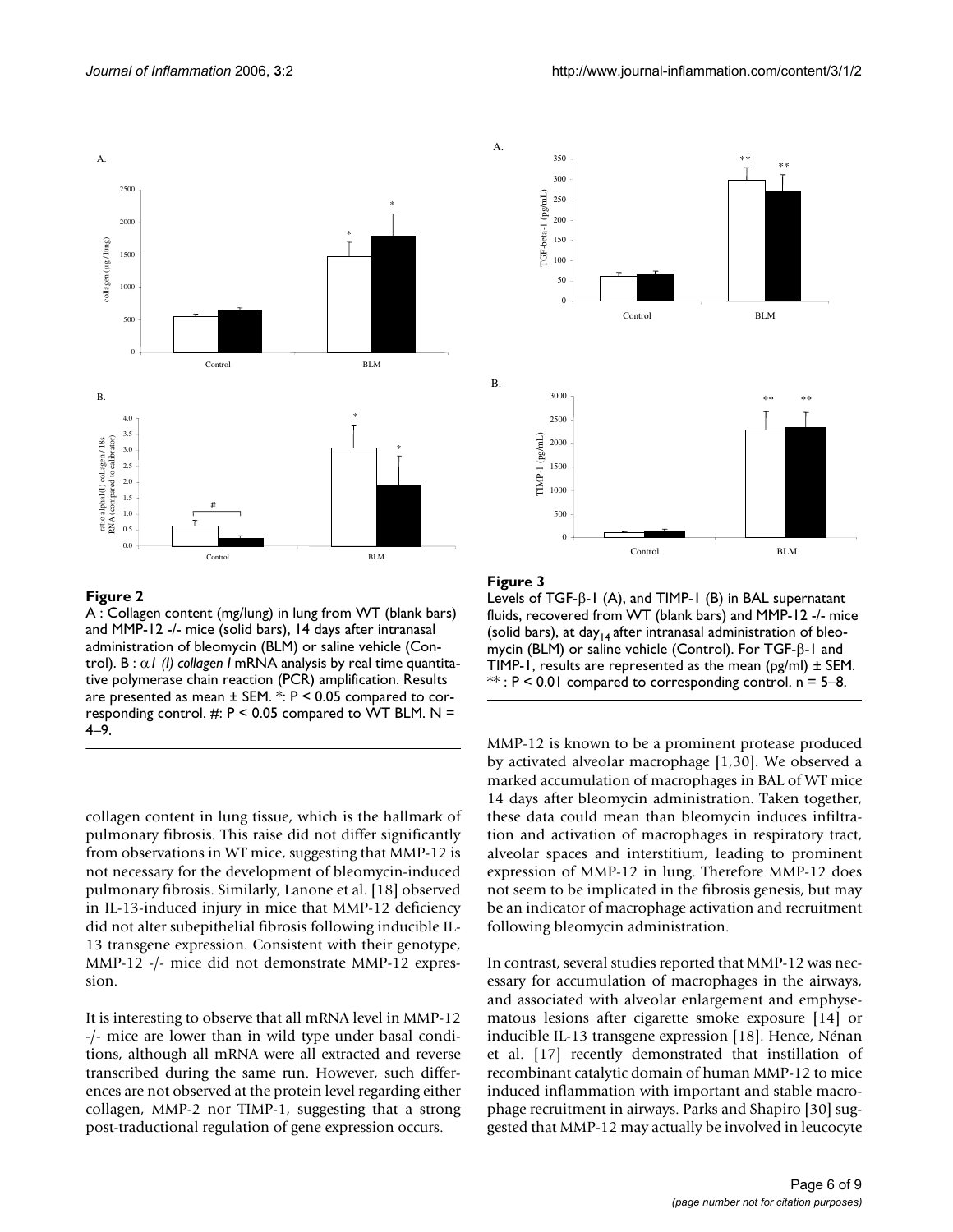**Figure 2**

A : Collagen content (mg/lung) in lung from WT (blank bars) and MMP-12 -/- mice (solid bars), 14 days after intranasal administration of bleomycin (BLM) or saline vehicle (Control). B : $\alpha 1$ *(I) collagen I* mRNA analysis by real time quantitative polymerase chain reaction (PCR) amplification. Results are presented as mean ± SEM. *: P < 0.05 compared to corresponding control. #: P < 0.05 compared to WT BLM. N = 4–9.

**Figure 3**

Levels of TGF-β-1 (A), and TIMP-1 (B) in BAL supernatant fluids, recovered from WT (blank bars) and MMP-12 -/- mice (solid bars), at $day_{14}$ after intranasal administration of bleomycin (BLM) or saline vehicle (Control). For TGF-β-1 and TIMP-1, results are represented as the mean (pg/ml) ± SEM. ** : P < 0.01 compared to corresponding control. n = 5–8.

collagen content in lung tissue, which is the hallmark of pulmonary fibrosis. This raise did not differ significantly from observations in WT mice, suggesting that MMP-12 is not necessary for the development of bleomycin-induced pulmonary fibrosis. Similarly, Lanone et al. [18] observed in IL-13-induced injury in mice that MMP-12 deficiency did not alter subepithelial fibrosis following inducible IL-13 transgene expression. Consistent with their genotype, MMP-12 -/- mice did not demonstrate MMP-12 expression.

It is interesting to observe that all mRNA level in MMP-12 -/- mice are lower than in wild type under basal conditions, although all mRNA were all extracted and reverse transcribed during the same run. However, such differences are not observed at the protein level regarding either collagen, MMP-2 nor TIMP-1, suggesting that a strong post-traductional regulation of gene expression occurs.

MMP-12 is known to be a prominent protease produced by activated alveolar macrophage [1,30]. We observed a marked accumulation of macrophages in BAL of WT mice 14 days after bleomycin administration. Taken together, these data could mean than bleomycin induces infiltration and activation of macrophages in respiratory tract, alveolar spaces and interstitium, leading to prominent expression of MMP-12 in lung. Therefore MMP-12 does not seem to be implicated in the fibrosis genesis, but may be an indicator of macrophage activation and recruitment following bleomycin administration.

In contrast, several studies reported that MMP-12 was necessary for accumulation of macrophages in the airways, and associated with alveolar enlargement and emphysematous lesions after cigarette smoke exposure [14] or inducible IL-13 transgene expression [18]. Hence, Nénan et al. [17] recently demonstrated that instillation of recombinant catalytic domain of human MMP-12 to mice induced inflammation with important and stable macrophage recruitment in airways. Parks and Shapiro [30] suggested that MMP-12 may actually be involved in leucocyte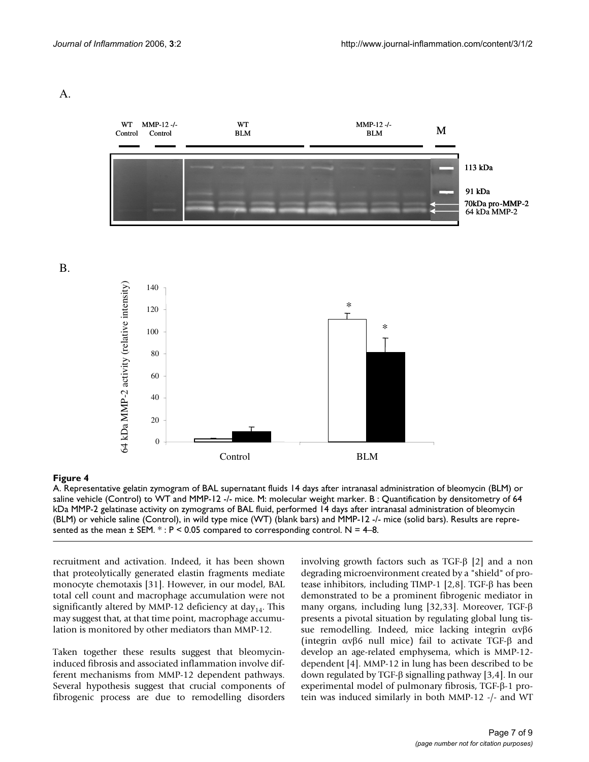A.

B.

**Figure 4**

A. Representative gelatin zymogram of BAL supernatant fluids 14 days after intranasal administration of bleomycin (BLM) or saline vehicle (Control) to WT and MMP-12 -/- mice. M: molecular weight marker. B : Quantification by densitometry of 64 kDa MMP-2 gelatinase activity on zymograms of BAL fluid, performed 14 days after intranasal administration of bleomycin (BLM) or vehicle saline (Control), in wild type mice (WT) (blank bars) and MMP-12 -/- mice (solid bars). Results are represented as the mean ± SEM. * : P < 0.05 compared to corresponding control. N = 4–8.

recruitment and activation. Indeed, it has been shown that proteolytically generated elastin fragments mediate monocyte chemotaxis [31]. However, in our model, BAL total cell count and macrophage accumulation were not significantly altered by MMP-12 deficiency at day$_{14}$. This may suggest that, at that time point, macrophage accumulation is monitored by other mediators than MMP-12.

Taken together these results suggest that bleomycin-induced fibrosis and associated inflammation involve different mechanisms from MMP-12 dependent pathways. Several hypothesis suggest that crucial components of fibrogenic process are due to remodelling disorders involving growth factors such as TGF-β [2] and a non degrading microenvironment created by a "shield" of protease inhibitors, including TIMP-1 [2,8]. TGF-β has been demonstrated to be a prominent fibrogenic mediator in many organs, including lung [32,33]. Moreover, TGF-β presents a pivotal situation by regulating global lung tissue remodelling. Indeed, mice lacking integrin αvβ6 (integrin αvβ6 null mice) fail to activate TGF-β and develop an age-related emphysema, which is MMP-12-dependent [4]. MMP-12 in lung has been described to be down regulated by TGF-β signalling pathway [3,4]. In our experimental model of pulmonary fibrosis, TGF-β-1 protein was induced similarly in both MMP-12 -/- and WT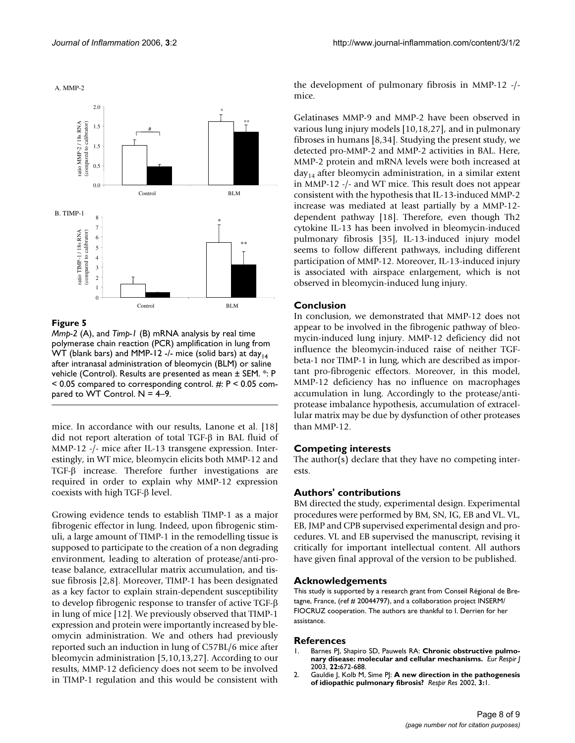A. MMP-2

B. TIMP-1

**Figure 5**

*Mmp-2* (A), and *Timp-1* (B) mRNA analysis by real time polymerase chain reaction (PCR) amplification in lung from WT (blank bars) and MMP-12 -/- mice (solid bars) at day$_{14}$ after intranasal administration of bleomycin (BLM) or saline vehicle (Control). Results are presented as mean ± SEM. *: P < 0.05 compared to corresponding control. #: P < 0.05 compared to WT Control. N = 4–9.

mice. In accordance with our results, Lanone et al. [18] did not report alteration of total TGF-β in BAL fluid of MMP-12 -/- mice after IL-13 transgene expression. Interestingly, in WT mice, bleomycin elicits both MMP-12 and TGF-β increase. Therefore further investigations are required in order to explain why MMP-12 expression coexists with high TGF-β level.

Growing evidence tends to establish TIMP-1 as a major fibrogenic effector in lung. Indeed, upon fibrogenic stimuli, a large amount of TIMP-1 in the remodelling tissue is supposed to participate to the creation of a non degrading environment, leading to alteration of protease/anti-protease balance, extracellular matrix accumulation, and tissue fibrosis [2,8]. Moreover, TIMP-1 has been designated as a key factor to explain strain-dependent susceptibility to develop fibrogenic response to transfer of active TGF-β in lung of mice [12]. We previously observed that TIMP-1 expression and protein were importantly increased by bleomycin administration. We and others had previously reported such an induction in lung of C57BL/6 mice after bleomycin administration [5,10,13,27]. According to our results, MMP-12 deficiency does not seem to be involved in TIMP-1 regulation and this would be consistent with the development of pulmonary fibrosis in MMP-12 -/- mice.

Gelatinases MMP-9 and MMP-2 have been observed in various lung injury models [10,18,27], and in pulmonary fibroses in humans [8,34]. Studying the present study, we detected pro-MMP-2 and MMP-2 activities in BAL. Here, MMP-2 protein and mRNA levels were both increased at day$_{14}$ after bleomycin administration, in a similar extent in MMP-12 -/- and WT mice. This result does not appear consistent with the hypothesis that IL-13-induced MMP-2 increase was mediated at least partially by a MMP-12-dependent pathway [18]. Therefore, even though Th2 cytokine IL-13 has been involved in bleomycin-induced pulmonary fibrosis [35], IL-13-induced injury model seems to follow different pathways, including different participation of MMP-12. Moreover, IL-13-induced injury is associated with airspace enlargement, which is not observed in bleomycin-induced lung injury.

## Conclusion

In conclusion, we demonstrated that MMP-12 does not appear to be involved in the fibrogenic pathway of bleomycin-induced lung injury. MMP-12 deficiency did not influence the bleomycin-induced raise of neither TGF-beta-1 nor TIMP-1 in lung, which are described as important pro-fibrogenic effectors. Moreover, in this model, MMP-12 deficiency has no influence on macrophages accumulation in lung. Accordingly to the protease/antiprotease imbalance hypothesis, accumulation of extracellular matrix may be due by dysfunction of other proteases than MMP-12.

## Competing interests

The author(s) declare that they have no competing interests.

## Authors' contributions

BM directed the study, experimental design. Experimental procedures were performed by BM, SN, IG, EB and VL. VL, EB, JMP and CPB supervised experimental design and procedures. VL and EB supervised the manuscript, revising it critically for important intellectual content. All authors have given final approval of the version to be published.

## Acknowledgements

This study is supported by a research grant from Conseil Régional de Bretagne, France, (ref # 20044797), and a collaboration project INSERM/FIOCRUZ cooperation. The authors are thankful to I. Derrien for her assistance.

## References

1. Barnes PJ, Shapiro SD, Pauwels RA: **Chronic obstructive pulmonary disease: molecular and cellular mechanisms.** *Eur Respir J* 2003, **22:**672-688.
2. Gauldie J, Kolb M, Sime PJ: **A new direction in the pathogenesis of idiopathic pulmonary fibrosis?** *Respir Res* 2002, **3:**1.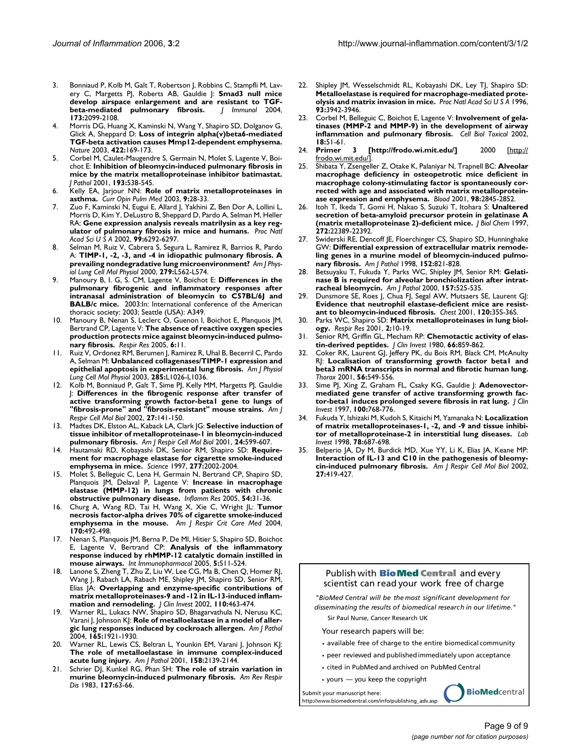3. Bonniaud P, Kolb M, Galt T, Robertson J, Robbins C, Stampfli M, Lavery C, Margetts PJ, Roberts AB, Gauldie J: **Smad3 null mice develop airspace enlargement and are resistant to TGF-beta-mediated pulmonary fibrosis.** *J Immunol* 2004, **173:**2099-2108.
4. Morris DG, Huang X, Kaminski N, Wang Y, Shapiro SD, Dolganov G, Glick A, Sheppard D: **Loss of integrin alpha(v)beta6-mediated TGF-beta activation causes Mmp12-dependent emphysema.** *Nature* 2003, **422:**169-173.
5. Corbel M, Caulet-Maugendre S, Germain N, Molet S, Lagente V, Boichot E: **Inhibition of bleomycin-induced pulmonary fibrosis in mice by the matrix metalloproteinase inhibitor batimastat.** *J Pathol* 2001, **193:**538-545.
6. Kelly EA, Jarjour NN: **Role of matrix metalloproteinases in asthma.** *Curr Opin Pulm Med* 2003, **9:**28-33.
7. Zuo F, Kaminski N, Eugui E, Allard J, Yakhini Z, Ben Dor A, Lollini L, Morris D, Kim Y, DeLustro B, Sheppard D, Pardo A, Selman M, Heller RA: **Gene expression analysis reveals matrilysin as a key regulator of pulmonary fibrosis in mice and humans.** *Proc Natl Acad Sci U S A* 2002, **99:**6292-6297.
8. Selman M, Ruiz V, Cabrera S, Segura L, Ramirez R, Barrios R, Pardo A: **TIMP-1, -2, -3, and -4 in idiopathic pulmonary fibrosis. A prevailing nondegradative lung microenvironment?** *Am J Physiol Lung Cell Mol Physiol* 2000, **279:**L562-L574.
9. Manoury B, I. G, S. CM, Lagente V, Boichot E: **Differences in the pulmonary fibrogenic and inflammatory responses after intranasal administration of bleomycin to C57BL/6J and BALB/c mice.** 2003:In: International conference of the American thoracic society: 2003; Seattle (USA): A349.
10. Manoury B, Nenan S, Leclerc O, Guenon I, Boichot E, Planquois JM, Bertrand CP, Lagente V: **The absence of reactive oxygen species production protects mice against bleomycin-induced pulmonary fibrosis.** *Respir Res* 2005, **6:**11.
11. Ruiz V, Ordonez RM, Berumen J, Ramirez R, Uhal B, Becerril C, Pardo A, Selman M: **Unbalanced collagenases/TIMP-1 expression and epithelial apoptosis in experimental lung fibrosis.** *Am J Physiol Lung Cell Mol Physiol* 2003, **285:**L1026-L1036.
12. Kolb M, Bonniaud P, Galt T, Sime PJ, Kelly MM, Margetts PJ, Gauldie J: **Differences in the fibrogenic response after transfer of active transforming growth factor-beta1 gene to lungs of "fibrosis-prone" and "fibrosis-resistant" mouse strains.** *Am J Respir Cell Mol Biol* 2002, **27:**141-150.
13. Madtes DK, Elston AL, Kaback LA, Clark JG: **Selective induction of tissue inhibitor of metalloproteinase-1 in bleomycin-induced pulmonary fibrosis.** *Am J Respir Cell Mol Biol* 2001, **24:**599-607.
14. Hautamaki RD, Kobayashi DK, Senior RM, Shapiro SD: **Requirement for macrophage elastase for cigarette smoke-induced emphysema in mice.** *Science* 1997, **277:**2002-2004.
15. Molet S, Belleguic C, Lena H, Germain N, Bertrand CP, Shapiro SD, Planquois JM, Delaval P, Lagente V: **Increase in macrophage elastase (MMP-12) in lungs from patients with chronic obstructive pulmonary disease.** *Inflamm Res* 2005, **54:**31-36.
16. Churg A, Wang RD, Tai H, Wang X, Xie C, Wright JL: **Tumor necrosis factor-alpha drives 70% of cigarette smoke-induced emphysema in the mouse.** *Am J Respir Crit Care Med* 2004, **170:**492-498.
17. Nenan S, Planquois JM, Berna P, De MI, Hitier S, Shapiro SD, Boichot E, Lagente V, Bertrand CP: **Analysis of the inflammatory response induced by rhMMP-12 catalytic domain instilled in mouse airways.** *Int Immunopharmacol* 2005, **5:**511-524.
18. Lanone S, Zheng T, Zhu Z, Liu W, Lee CG, Ma B, Chen Q, Homer RJ, Wang J, Rabach LA, Rabach ME, Shipley JM, Shapiro SD, Senior RM, Elias JA: **Overlapping and enzyme-specific contributions of matrix metalloproteinases-9 and -12 in IL-13-induced inflammation and remodeling.** *J Clin Invest* 2002, **110:**463-474.
19. Warner RL, Lukacs NW, Shapiro SD, Bhagarvathula N, Nerusu KC, Varani J, Johnson KJ: **Role of metalloelastase in a model of allergic lung responses induced by cockroach allergen.** *Am J Pathol* 2004, **165:**1921-1930.
20. Warner RL, Lewis CS, Beltran L, Younkin EM, Varani J, Johnson KJ: **The role of metalloelastase in immune complex-induced acute lung injury.** *Am J Pathol* 2001, **158:**2139-2144.
21. Schrier DJ, Kunkel RG, Phan SH: **The role of strain variation in murine bleomycin-induced pulmonary fibrosis.** *Am Rev Respir Dis* 1983, **127:**63-66.
22. Shipley JM, Wesselschmidt RL, Kobayashi DK, Ley TJ, Shapiro SD: **Metalloelastase is required for macrophage-mediated proteolysis and matrix invasion in mice.** *Proc Natl Acad Sci U S A* 1996, **93:**3942-3946.
23. Corbel M, Belleguic C, Boichot E, Lagente V: **Involvement of gelatinases (MMP-2 and MMP-9) in the development of airway inflammation and pulmonary fibrosis.** *Cell Biol Toxicol* 2002, **18:**51-61.
24. **Primer 3 [http://frodo.wi.mit.edu/]** 2000 [http://frodo.wi.mit.edu/].
25. Shibata Y, Zsengeller Z, Otake K, Palaniyar N, Trapnell BC: **Alveolar macrophage deficiency in osteopetrotic mice deficient in macrophage colony-stimulating factor is spontaneously corrected with age and associated with matrix metalloproteinase expression and emphysema.** *Blood* 2001, **98:**2845-2852.
26. Itoh T, Ikeda T, Gomi H, Nakao S, Suzuki T, Itohara S: **Unaltered secretion of beta-amyloid precursor protein in gelatinase A (matrix metalloproteinase 2)-deficient mice.** *J Biol Chem* 1997, **272:**22389-22392.
27. Swiderski RE, Dencoff JE, Floerchinger CS, Shapiro SD, Hunninghake GW: **Differential expression of extracellular matrix remodeling genes in a murine model of bleomycin-induced pulmonary fibrosis.** *Am J Pathol* 1998, **152:**821-828.
28. Betsuyaku T, Fukuda Y, Parks WC, Shipley JM, Senior RM: **Gelatinase B is required for alveolar bronchiolization after intratracheal bleomycin.** *Am J Pathol* 2000, **157:**525-535.
29. Dunsmore SE, Roes J, Chua FJ, Segal AW, Mutsaers SE, Laurent GJ: **Evidence that neutrophil elastase-deficient mice are resistant to bleomycin-induced fibrosis.** *Chest* 2001, **120:**35S-36S.
30. Parks WC, Shapiro SD: **Matrix metalloproteinases in lung biology.** *Respir Res* 2001, **2:**10-19.
31. Senior RM, Griffin GL, Mecham RP: **Chemotactic activity of elastin-derived peptides.** *J Clin Invest* 1980, **66:**859-862.
32. Coker RK, Laurent GJ, Jeffery PK, du Bois RM, Black CM, McAnulty RJ: **Localisation of transforming growth factor beta1 and beta3 mRNA transcripts in normal and fibrotic human lung.** *Thorax* 2001, **56:**549-556.
33. Sime PJ, Xing Z, Graham FL, Csaky KG, Gauldie J: **Adenovector-mediated gene transfer of active transforming growth factor-beta1 induces prolonged severe fibrosis in rat lung.** *J Clin Invest* 1997, **100:**768-776.
34. Fukuda Y, Ishizaki M, Kudoh S, Kitaichi M, Yamanaka N: **Localization of matrix metalloproteinases-1, -2, and -9 and tissue inhibitor of metalloproteinase-2 in interstitial lung diseases.** *Lab Invest* 1998, **78:**687-698.
35. Belperio JA, Dy M, Burdick MD, Xue YY, Li K, Elias JA, Keane MP: **Interaction of IL-13 and C10 in the pathogenesis of bleomycin-induced pulmonary fibrosis.** *Am J Respir Cell Mol Biol* 2002, **27:**419-427.

Publish with **BioMed Central** and every scientist can read your work free of charge

*"BioMed Central will be the most significant development for disseminating the results of biomedical research in our lifetime."*
Sir Paul Nurse, Cancer Research UK

Your research papers will be:

- available free of charge to the entire biomedical community
- peer reviewed and published immediately upon acceptance
- cited in PubMed and archived on PubMed Central
- yours — you keep the copyright

Submit your manuscript here:
http://www.biomedcentral.com/info/publishing_adv.asp

**BioMed**central